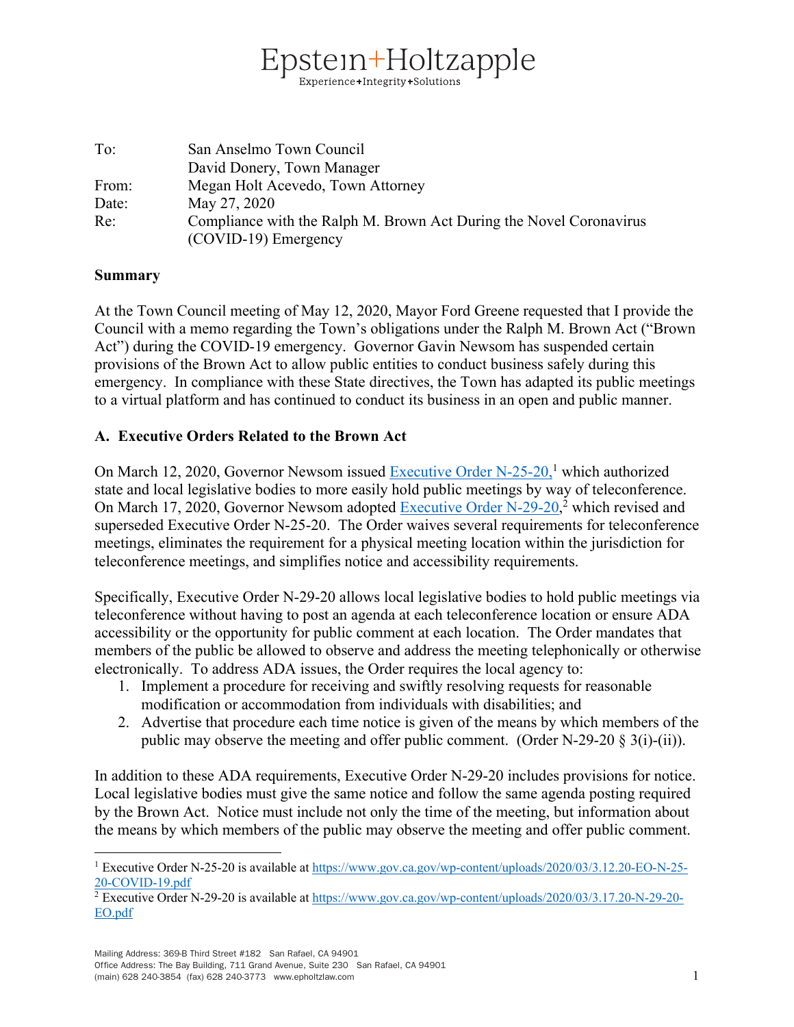# Epstein+Holtzapple

Experience+Integrity+Solutions

| | |
|---|---|
| To: | San Anselmo Town Council |
| | David Donery, Town Manager |
| From: | Megan Holt Acevedo, Town Attorney |
| Date: | May 27, 2020 |
| Re: | Compliance with the Ralph M. Brown Act During the Novel Coronavirus (COVID-19) Emergency |

**Summary**

At the Town Council meeting of May 12, 2020, Mayor Ford Greene requested that I provide the Council with a memo regarding the Town's obligations under the Ralph M. Brown Act ("Brown Act") during the COVID-19 emergency. Governor Gavin Newsom has suspended certain provisions of the Brown Act to allow public entities to conduct business safely during this emergency. In compliance with these State directives, the Town has adapted its public meetings to a virtual platform and has continued to conduct its business in an open and public manner.

**A. Executive Orders Related to the Brown Act**

On March 12, 2020, Governor Newsom issued [Executive Order N-25-20,](https://www.gov.ca.gov/wp-content/uploads/2020/03/3.12.20-EO-N-25-20-COVID-19.pdf)[1] which authorized state and local legislative bodies to more easily hold public meetings by way of teleconference. On March 17, 2020, Governor Newsom adopted [Executive Order N-29-20](https://www.gov.ca.gov/wp-content/uploads/2020/03/3.17.20-N-29-20-EO.pdf),[2] which revised and superseded Executive Order N-25-20. The Order waives several requirements for teleconference meetings, eliminates the requirement for a physical meeting location within the jurisdiction for teleconference meetings, and simplifies notice and accessibility requirements.

Specifically, Executive Order N-29-20 allows local legislative bodies to hold public meetings via teleconference without having to post an agenda at each teleconference location or ensure ADA accessibility or the opportunity for public comment at each location. The Order mandates that members of the public be allowed to observe and address the meeting telephonically or otherwise electronically. To address ADA issues, the Order requires the local agency to:

1. Implement a procedure for receiving and swiftly resolving requests for reasonable modification or accommodation from individuals with disabilities; and
2. Advertise that procedure each time notice is given of the means by which members of the public may observe the meeting and offer public comment. (Order N-29-20 § 3(i)-(ii)).

In addition to these ADA requirements, Executive Order N-29-20 includes provisions for notice. Local legislative bodies must give the same notice and follow the same agenda posting required by the Brown Act. Notice must include not only the time of the meeting, but information about the means by which members of the public may observe the meeting and offer public comment.

---

[1] Executive Order N-25-20 is available at https://www.gov.ca.gov/wp-content/uploads/2020/03/3.12.20-EO-N-25-20-COVID-19.pdf

[2] Executive Order N-29-20 is available at https://www.gov.ca.gov/wp-content/uploads/2020/03/3.17.20-N-29-20-EO.pdf

Mailing Address: 369-B Third Street #182 San Rafael, CA 94901
Office Address: The Bay Building, 711 Grand Avenue, Suite 230 San Rafael, CA 94901
(main) 628 240-3854 (fax) 628 240-3773 www.epholtzlaw.com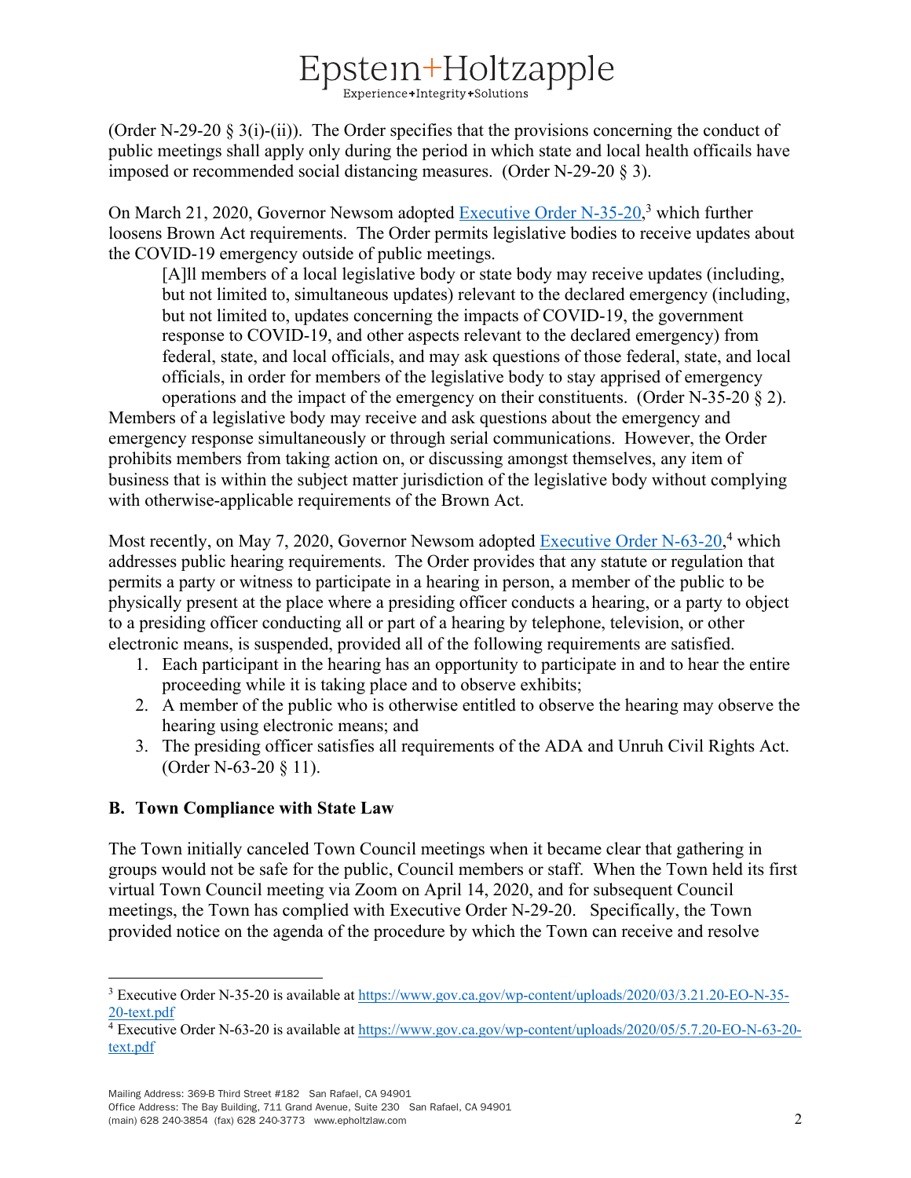(Order N-29-20 § 3(i)-(ii)). The Order specifies that the provisions concerning the conduct of public meetings shall apply only during the period in which state and local health officails have imposed or recommended social distancing measures. (Order N-29-20 § 3).

On March 21, 2020, Governor Newsom adopted [Executive Order N-35-20](https://www.gov.ca.gov/wp-content/uploads/2020/03/3.21.20-EO-N-35-20-text.pdf),[3] which further loosens Brown Act requirements. The Order permits legislative bodies to receive updates about the COVID-19 emergency outside of public meetings.

> [A]ll members of a local legislative body or state body may receive updates (including, but not limited to, simultaneous updates) relevant to the declared emergency (including, but not limited to, updates concerning the impacts of COVID-19, the government response to COVID-19, and other aspects relevant to the declared emergency) from federal, state, and local officials, and may ask questions of those federal, state, and local officials, in order for members of the legislative body to stay apprised of emergency operations and the impact of the emergency on their constituents. (Order N-35-20 § 2).

Members of a legislative body may receive and ask questions about the emergency and emergency response simultaneously or through serial communications. However, the Order prohibits members from taking action on, or discussing amongst themselves, any item of business that is within the subject matter jurisdiction of the legislative body without complying with otherwise-applicable requirements of the Brown Act.

Most recently, on May 7, 2020, Governor Newsom adopted [Executive Order N-63-20](https://www.gov.ca.gov/wp-content/uploads/2020/05/5.7.20-EO-N-63-20-text.pdf),[4] which addresses public hearing requirements. The Order provides that any statute or regulation that permits a party or witness to participate in a hearing in person, a member of the public to be physically present at the place where a presiding officer conducts a hearing, or a party to object to a presiding officer conducting all or part of a hearing by telephone, television, or other electronic means, is suspended, provided all of the following requirements are satisfied.

1. Each participant in the hearing has an opportunity to participate in and to hear the entire proceeding while it is taking place and to observe exhibits;
2. A member of the public who is otherwise entitled to observe the hearing may observe the hearing using electronic means; and
3. The presiding officer satisfies all requirements of the ADA and Unruh Civil Rights Act. (Order N-63-20 § 11).

**B. Town Compliance with State Law**

The Town initially canceled Town Council meetings when it became clear that gathering in groups would not be safe for the public, Council members or staff. When the Town held its first virtual Town Council meeting via Zoom on April 14, 2020, and for subsequent Council meetings, the Town has complied with Executive Order N-29-20. Specifically, the Town provided notice on the agenda of the procedure by which the Town can receive and resolve

---

[3] Executive Order N-35-20 is available at https://www.gov.ca.gov/wp-content/uploads/2020/03/3.21.20-EO-N-35-20-text.pdf

[4] Executive Order N-63-20 is available at https://www.gov.ca.gov/wp-content/uploads/2020/05/5.7.20-EO-N-63-20-text.pdf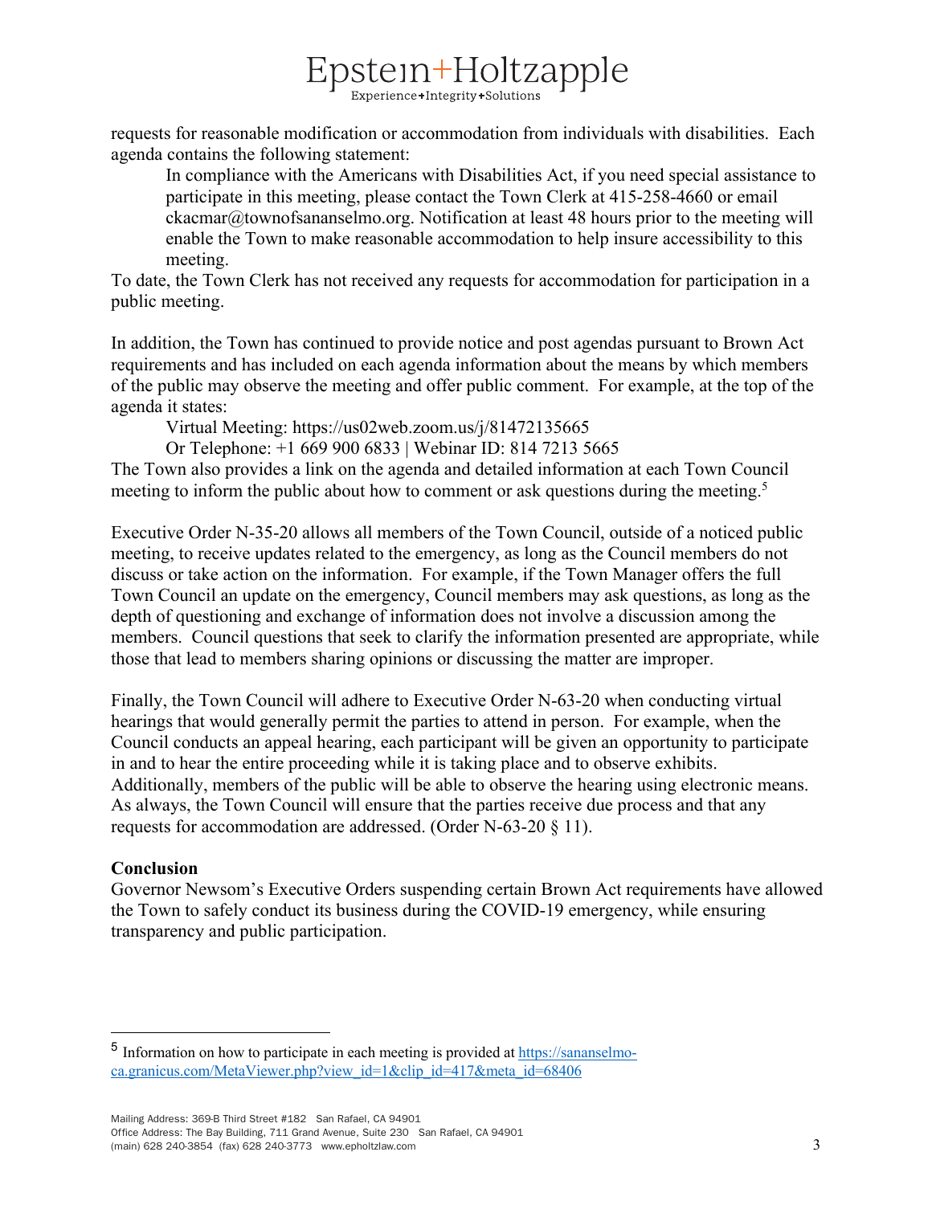requests for reasonable modification or accommodation from individuals with disabilities. Each agenda contains the following statement:

> In compliance with the Americans with Disabilities Act, if you need special assistance to participate in this meeting, please contact the Town Clerk at 415-258-4660 or email ckacmar@townofsananselmo.org. Notification at least 48 hours prior to the meeting will enable the Town to make reasonable accommodation to help insure accessibility to this meeting.

To date, the Town Clerk has not received any requests for accommodation for participation in a public meeting.

In addition, the Town has continued to provide notice and post agendas pursuant to Brown Act requirements and has included on each agenda information about the means by which members of the public may observe the meeting and offer public comment. For example, at the top of the agenda it states:

> Virtual Meeting: https://us02web.zoom.us/j/81472135665
> Or Telephone: +1 669 900 6833 | Webinar ID: 814 7213 5665

The Town also provides a link on the agenda and detailed information at each Town Council meeting to inform the public about how to comment or ask questions during the meeting.[5]

Executive Order N-35-20 allows all members of the Town Council, outside of a noticed public meeting, to receive updates related to the emergency, as long as the Council members do not discuss or take action on the information. For example, if the Town Manager offers the full Town Council an update on the emergency, Council members may ask questions, as long as the depth of questioning and exchange of information does not involve a discussion among the members. Council questions that seek to clarify the information presented are appropriate, while those that lead to members sharing opinions or discussing the matter are improper.

Finally, the Town Council will adhere to Executive Order N-63-20 when conducting virtual hearings that would generally permit the parties to attend in person. For example, when the Council conducts an appeal hearing, each participant will be given an opportunity to participate in and to hear the entire proceeding while it is taking place and to observe exhibits. Additionally, members of the public will be able to observe the hearing using electronic means. As always, the Town Council will ensure that the parties receive due process and that any requests for accommodation are addressed. (Order N-63-20 § 11).

**Conclusion**

Governor Newsom's Executive Orders suspending certain Brown Act requirements have allowed the Town to safely conduct its business during the COVID-19 emergency, while ensuring transparency and public participation.

---

[5] Information on how to participate in each meeting is provided at https://sananselmo-ca.granicus.com/MetaViewer.php?view_id=1&clip_id=417&meta_id=68406